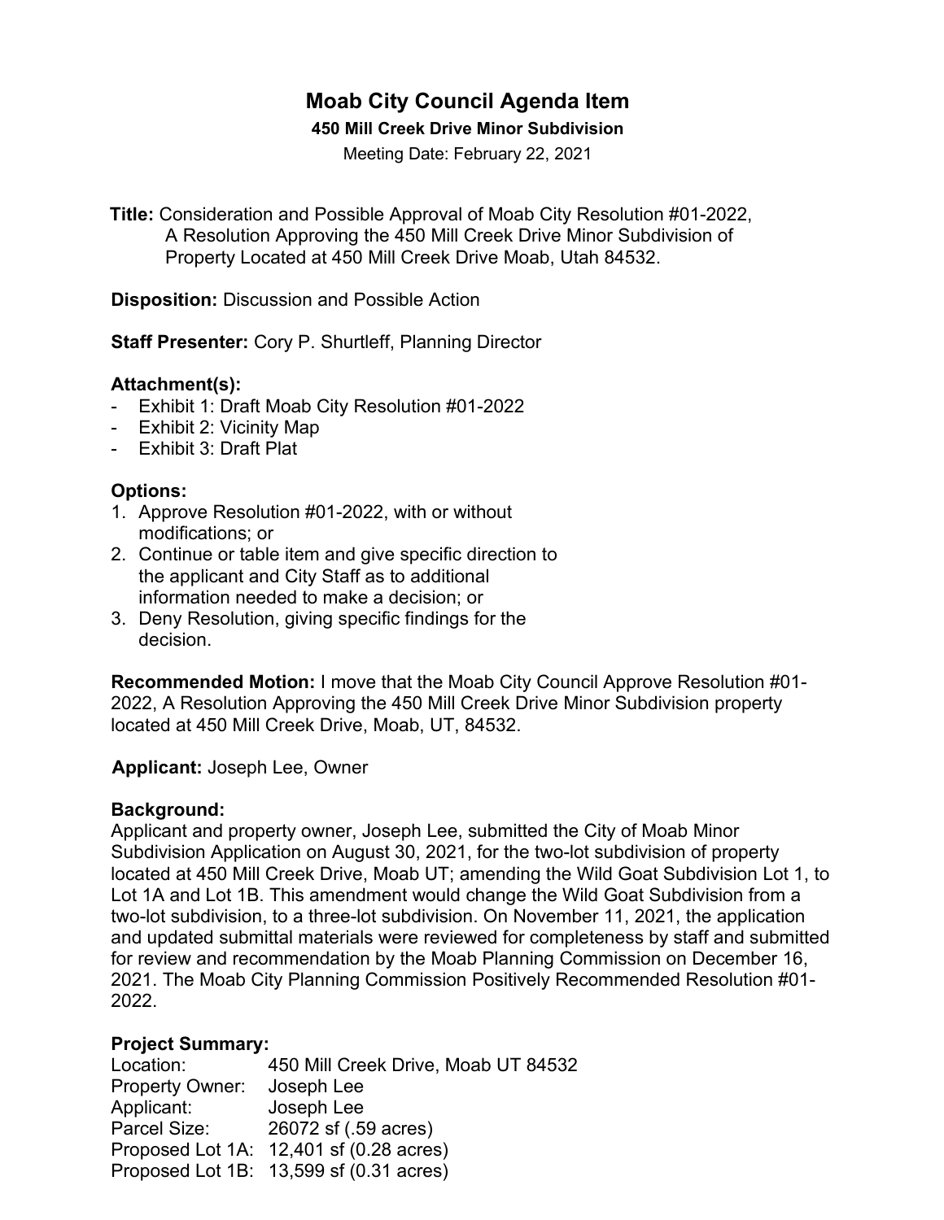# Moab City Council Agenda Item

**450 Mill Creek Drive Minor Subdivision**

Meeting Date: February 22, 2021

**Title:** Consideration and Possible Approval of Moab City Resolution #01-2022, A Resolution Approving the 450 Mill Creek Drive Minor Subdivision of Property Located at 450 Mill Creek Drive Moab, Utah 84532.

**Disposition:** Discussion and Possible Action

**Staff Presenter:** Cory P. Shurtleff, Planning Director

### Attachment(s):

- Exhibit 1: Draft Moab City Resolution #01-2022
- Exhibit 2: Vicinity Map
- Exhibit 3: Draft Plat

### Options:

1. Approve Resolution #01-2022, with or without modifications; or
2. Continue or table item and give specific direction to the applicant and City Staff as to additional information needed to make a decision; or
3. Deny Resolution, giving specific findings for the decision.

**Recommended Motion:** I move that the Moab City Council Approve Resolution #01-2022, A Resolution Approving the 450 Mill Creek Drive Minor Subdivision property located at 450 Mill Creek Drive, Moab, UT, 84532.

**Applicant:** Joseph Lee, Owner

### Background:

Applicant and property owner, Joseph Lee, submitted the City of Moab Minor Subdivision Application on August 30, 2021, for the two-lot subdivision of property located at 450 Mill Creek Drive, Moab UT; amending the Wild Goat Subdivision Lot 1, to Lot 1A and Lot 1B. This amendment would change the Wild Goat Subdivision from a two-lot subdivision, to a three-lot subdivision. On November 11, 2021, the application and updated submittal materials were reviewed for completeness by staff and submitted for review and recommendation by the Moab Planning Commission on December 16, 2021. The Moab City Planning Commission Positively Recommended Resolution #01-2022.

### Project Summary:

| | |
|---|---|
| Location: | 450 Mill Creek Drive, Moab UT 84532 |
| Property Owner: | Joseph Lee |
| Applicant: | Joseph Lee |
| Parcel Size: | 26072 sf (.59 acres) |
| Proposed Lot 1A: | 12,401 sf (0.28 acres) |
| Proposed Lot 1B: | 13,599 sf (0.31 acres) |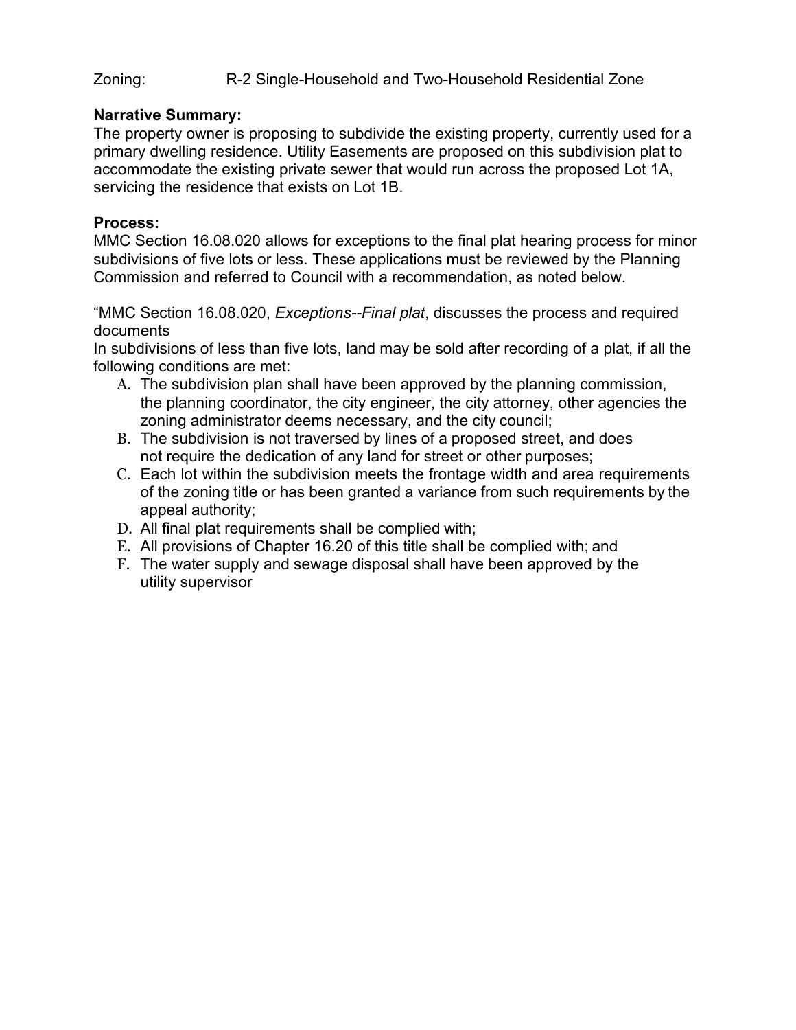Zoning: R-2 Single-Household and Two-Household Residential Zone

**Narrative Summary:**
The property owner is proposing to subdivide the existing property, currently used for a primary dwelling residence. Utility Easements are proposed on this subdivision plat to accommodate the existing private sewer that would run across the proposed Lot 1A, servicing the residence that exists on Lot 1B.

**Process:**
MMC Section 16.08.020 allows for exceptions to the final plat hearing process for minor subdivisions of five lots or less. These applications must be reviewed by the Planning Commission and referred to Council with a recommendation, as noted below.

"MMC Section 16.08.020, *Exceptions--Final plat*, discusses the process and required documents
In subdivisions of less than five lots, land may be sold after recording of a plat, if all the following conditions are met:

A. The subdivision plan shall have been approved by the planning commission, the planning coordinator, the city engineer, the city attorney, other agencies the zoning administrator deems necessary, and the city council;
B. The subdivision is not traversed by lines of a proposed street, and does not require the dedication of any land for street or other purposes;
C. Each lot within the subdivision meets the frontage width and area requirements of the zoning title or has been granted a variance from such requirements by the appeal authority;
D. All final plat requirements shall be complied with;
E. All provisions of Chapter 16.20 of this title shall be complied with; and
F. The water supply and sewage disposal shall have been approved by the utility supervisor